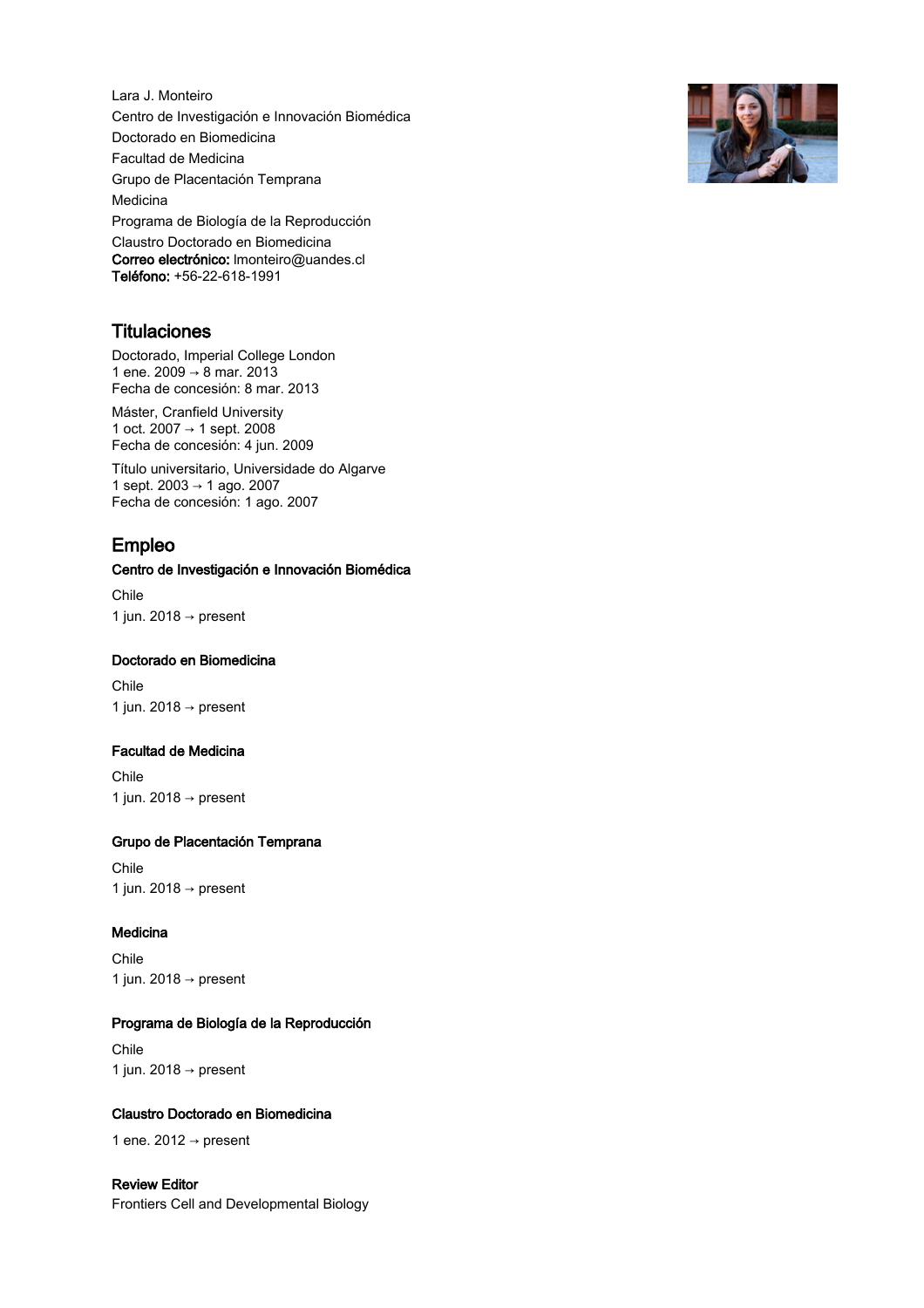Lara J. Monteiro
Centro de Investigación e Innovación Biomédica
Doctorado en Biomedicina
Facultad de Medicina
Grupo de Placentación Temprana
Medicina
Programa de Biología de la Reproducción
Claustro Doctorado en Biomedicina
**Correo electrónico:** lmonteiro@uandes.cl
**Teléfono:** +56-22-618-1991

## Titulaciones

Doctorado, Imperial College London
1 ene. 2009 → 8 mar. 2013
Fecha de concesión: 8 mar. 2013

Máster, Cranfield University
1 oct. 2007 → 1 sept. 2008
Fecha de concesión: 4 jun. 2009

Título universitario, Universidade do Algarve
1 sept. 2003 → 1 ago. 2007
Fecha de concesión: 1 ago. 2007

## Empleo

**Centro de Investigación e Innovación Biomédica**

Chile
1 jun. 2018 → present

**Doctorado en Biomedicina**

Chile
1 jun. 2018 → present

**Facultad de Medicina**

Chile
1 jun. 2018 → present

**Grupo de Placentación Temprana**

Chile
1 jun. 2018 → present

**Medicina**

Chile
1 jun. 2018 → present

**Programa de Biología de la Reproducción**

Chile
1 jun. 2018 → present

**Claustro Doctorado en Biomedicina**

1 ene. 2012 → present

**Review Editor**
Frontiers Cell and Developmental Biology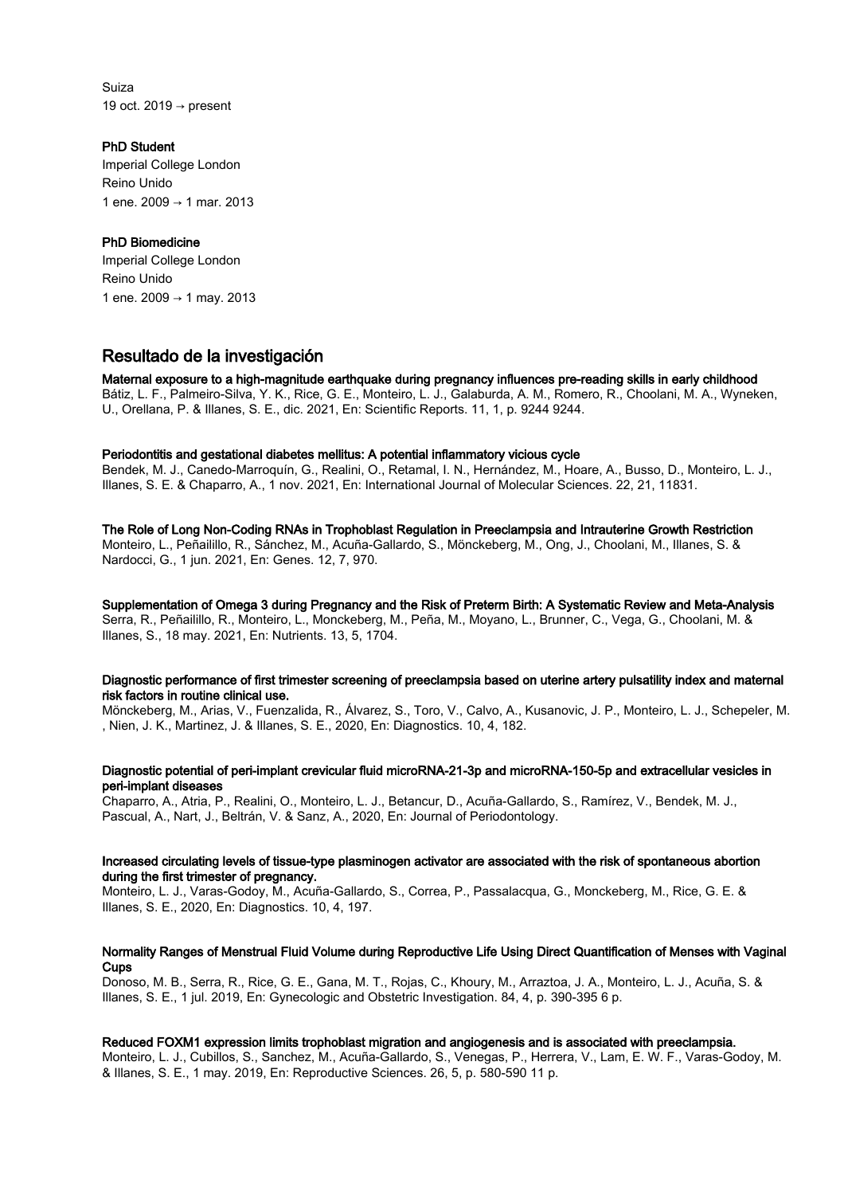Suiza
19 oct. 2019 → present

**PhD Student**
Imperial College London
Reino Unido
1 ene. 2009 → 1 mar. 2013

**PhD Biomedicine**
Imperial College London
Reino Unido
1 ene. 2009 → 1 may. 2013

## Resultado de la investigación

**Maternal exposure to a high-magnitude earthquake during pregnancy influences pre-reading skills in early childhood**
Bátiz, L. F., Palmeiro-Silva, Y. K., Rice, G. E., Monteiro, L. J., Galaburda, A. M., Romero, R., Choolani, M. A., Wyneken, U., Orellana, P. & Illanes, S. E., dic. 2021, En: Scientific Reports. 11, 1, p. 9244 9244.

**Periodontitis and gestational diabetes mellitus: A potential inflammatory vicious cycle**
Bendek, M. J., Canedo-Marroquín, G., Realini, O., Retamal, I. N., Hernández, M., Hoare, A., Busso, D., Monteiro, L. J., Illanes, S. E. & Chaparro, A., 1 nov. 2021, En: International Journal of Molecular Sciences. 22, 21, 11831.

**The Role of Long Non-Coding RNAs in Trophoblast Regulation in Preeclampsia and Intrauterine Growth Restriction**
Monteiro, L., Peñailillo, R., Sánchez, M., Acuña-Gallardo, S., Mönckeberg, M., Ong, J., Choolani, M., Illanes, S. & Nardocci, G., 1 jun. 2021, En: Genes. 12, 7, 970.

**Supplementation of Omega 3 during Pregnancy and the Risk of Preterm Birth: A Systematic Review and Meta-Analysis**
Serra, R., Peñailillo, R., Monteiro, L., Monckeberg, M., Peña, M., Moyano, L., Brunner, C., Vega, G., Choolani, M. & Illanes, S., 18 may. 2021, En: Nutrients. 13, 5, 1704.

**Diagnostic performance of first trimester screening of preeclampsia based on uterine artery pulsatility index and maternal risk factors in routine clinical use.**
Mönckeberg, M., Arias, V., Fuenzalida, R., Álvarez, S., Toro, V., Calvo, A., Kusanovic, J. P., Monteiro, L. J., Schepeler, M. , Nien, J. K., Martinez, J. & Illanes, S. E., 2020, En: Diagnostics. 10, 4, 182.

**Diagnostic potential of peri-implant crevicular fluid microRNA-21-3p and microRNA-150-5p and extracellular vesicles in peri-implant diseases**
Chaparro, A., Atria, P., Realini, O., Monteiro, L. J., Betancur, D., Acuña-Gallardo, S., Ramírez, V., Bendek, M. J., Pascual, A., Nart, J., Beltrán, V. & Sanz, A., 2020, En: Journal of Periodontology.

**Increased circulating levels of tissue-type plasminogen activator are associated with the risk of spontaneous abortion during the first trimester of pregnancy.**
Monteiro, L. J., Varas-Godoy, M., Acuña-Gallardo, S., Correa, P., Passalacqua, G., Monckeberg, M., Rice, G. E. & Illanes, S. E., 2020, En: Diagnostics. 10, 4, 197.

**Normality Ranges of Menstrual Fluid Volume during Reproductive Life Using Direct Quantification of Menses with Vaginal Cups**
Donoso, M. B., Serra, R., Rice, G. E., Gana, M. T., Rojas, C., Khoury, M., Arraztoa, J. A., Monteiro, L. J., Acuña, S. & Illanes, S. E., 1 jul. 2019, En: Gynecologic and Obstetric Investigation. 84, 4, p. 390-395 6 p.

**Reduced FOXM1 expression limits trophoblast migration and angiogenesis and is associated with preeclampsia.**
Monteiro, L. J., Cubillos, S., Sanchez, M., Acuña-Gallardo, S., Venegas, P., Herrera, V., Lam, E. W. F., Varas-Godoy, M. & Illanes, S. E., 1 may. 2019, En: Reproductive Sciences. 26, 5, p. 580-590 11 p.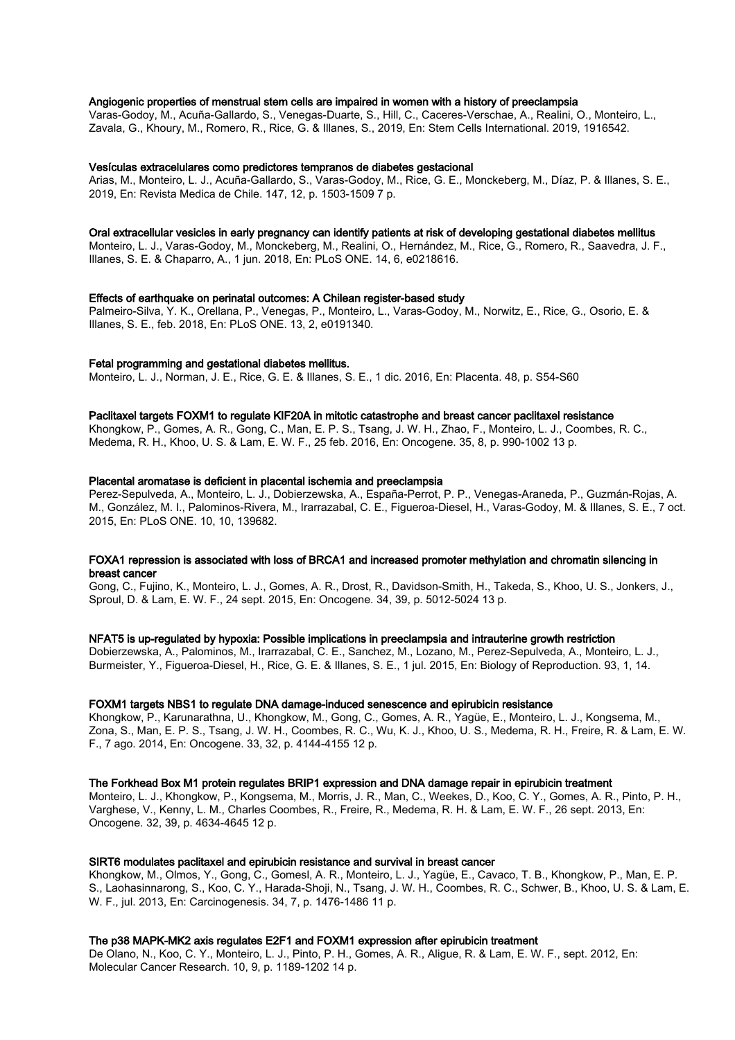**Angiogenic properties of menstrual stem cells are impaired in women with a history of preeclampsia**
Varas-Godoy, M., Acuña-Gallardo, S., Venegas-Duarte, S., Hill, C., Caceres-Verschae, A., Realini, O., Monteiro, L., Zavala, G., Khoury, M., Romero, R., Rice, G. & Illanes, S., 2019, En: Stem Cells International. 2019, 1916542.

**Vesículas extracelulares como predictores tempranos de diabetes gestacional**
Arias, M., Monteiro, L. J., Acuña-Gallardo, S., Varas-Godoy, M., Rice, G. E., Monckeberg, M., Díaz, P. & Illanes, S. E., 2019, En: Revista Medica de Chile. 147, 12, p. 1503-1509 7 p.

**Oral extracellular vesicles in early pregnancy can identify patients at risk of developing gestational diabetes mellitus**
Monteiro, L. J., Varas-Godoy, M., Monckeberg, M., Realini, O., Hernández, M., Rice, G., Romero, R., Saavedra, J. F., Illanes, S. E. & Chaparro, A., 1 jun. 2018, En: PLoS ONE. 14, 6, e0218616.

**Effects of earthquake on perinatal outcomes: A Chilean register-based study**
Palmeiro-Silva, Y. K., Orellana, P., Venegas, P., Monteiro, L., Varas-Godoy, M., Norwitz, E., Rice, G., Osorio, E. & Illanes, S. E., feb. 2018, En: PLoS ONE. 13, 2, e0191340.

**Fetal programming and gestational diabetes mellitus.**
Monteiro, L. J., Norman, J. E., Rice, G. E. & Illanes, S. E., 1 dic. 2016, En: Placenta. 48, p. S54-S60

**Paclitaxel targets FOXM1 to regulate KIF20A in mitotic catastrophe and breast cancer paclitaxel resistance**
Khongkow, P., Gomes, A. R., Gong, C., Man, E. P. S., Tsang, J. W. H., Zhao, F., Monteiro, L. J., Coombes, R. C., Medema, R. H., Khoo, U. S. & Lam, E. W. F., 25 feb. 2016, En: Oncogene. 35, 8, p. 990-1002 13 p.

**Placental aromatase is deficient in placental ischemia and preeclampsia**
Perez-Sepulveda, A., Monteiro, L. J., Dobierzewska, A., España-Perrot, P. P., Venegas-Araneda, P., Guzmán-Rojas, A. M., González, M. I., Palominos-Rivera, M., Irarrazabal, C. E., Figueroa-Diesel, H., Varas-Godoy, M. & Illanes, S. E., 7 oct. 2015, En: PLoS ONE. 10, 10, 139682.

**FOXA1 repression is associated with loss of BRCA1 and increased promoter methylation and chromatin silencing in breast cancer**
Gong, C., Fujino, K., Monteiro, L. J., Gomes, A. R., Drost, R., Davidson-Smith, H., Takeda, S., Khoo, U. S., Jonkers, J., Sproul, D. & Lam, E. W. F., 24 sept. 2015, En: Oncogene. 34, 39, p. 5012-5024 13 p.

**NFAT5 is up-regulated by hypoxia: Possible implications in preeclampsia and intrauterine growth restriction**
Dobierzewska, A., Palominos, M., Irarrazabal, C. E., Sanchez, M., Lozano, M., Perez-Sepulveda, A., Monteiro, L. J., Burmeister, Y., Figueroa-Diesel, H., Rice, G. E. & Illanes, S. E., 1 jul. 2015, En: Biology of Reproduction. 93, 1, 14.

**FOXM1 targets NBS1 to regulate DNA damage-induced senescence and epirubicin resistance**
Khongkow, P., Karunarathna, U., Khongkow, M., Gong, C., Gomes, A. R., Yagüe, E., Monteiro, L. J., Kongsema, M., Zona, S., Man, E. P. S., Tsang, J. W. H., Coombes, R. C., Wu, K. J., Khoo, U. S., Medema, R. H., Freire, R. & Lam, E. W. F., 7 ago. 2014, En: Oncogene. 33, 32, p. 4144-4155 12 p.

**The Forkhead Box M1 protein regulates BRIP1 expression and DNA damage repair in epirubicin treatment**
Monteiro, L. J., Khongkow, P., Kongsema, M., Morris, J. R., Man, C., Weekes, D., Koo, C. Y., Gomes, A. R., Pinto, P. H., Varghese, V., Kenny, L. M., Charles Coombes, R., Freire, R., Medema, R. H. & Lam, E. W. F., 26 sept. 2013, En: Oncogene. 32, 39, p. 4634-4645 12 p.

**SIRT6 modulates paclitaxel and epirubicin resistance and survival in breast cancer**
Khongkow, M., Olmos, Y., Gong, C., Gomesl, A. R., Monteiro, L. J., Yagüe, E., Cavaco, T. B., Khongkow, P., Man, E. P. S., Laohasinnarong, S., Koo, C. Y., Harada-Shoji, N., Tsang, J. W. H., Coombes, R. C., Schwer, B., Khoo, U. S. & Lam, E. W. F., jul. 2013, En: Carcinogenesis. 34, 7, p. 1476-1486 11 p.

**The p38 MAPK-MK2 axis regulates E2F1 and FOXM1 expression after epirubicin treatment**
De Olano, N., Koo, C. Y., Monteiro, L. J., Pinto, P. H., Gomes, A. R., Aligue, R. & Lam, E. W. F., sept. 2012, En: Molecular Cancer Research. 10, 9, p. 1189-1202 14 p.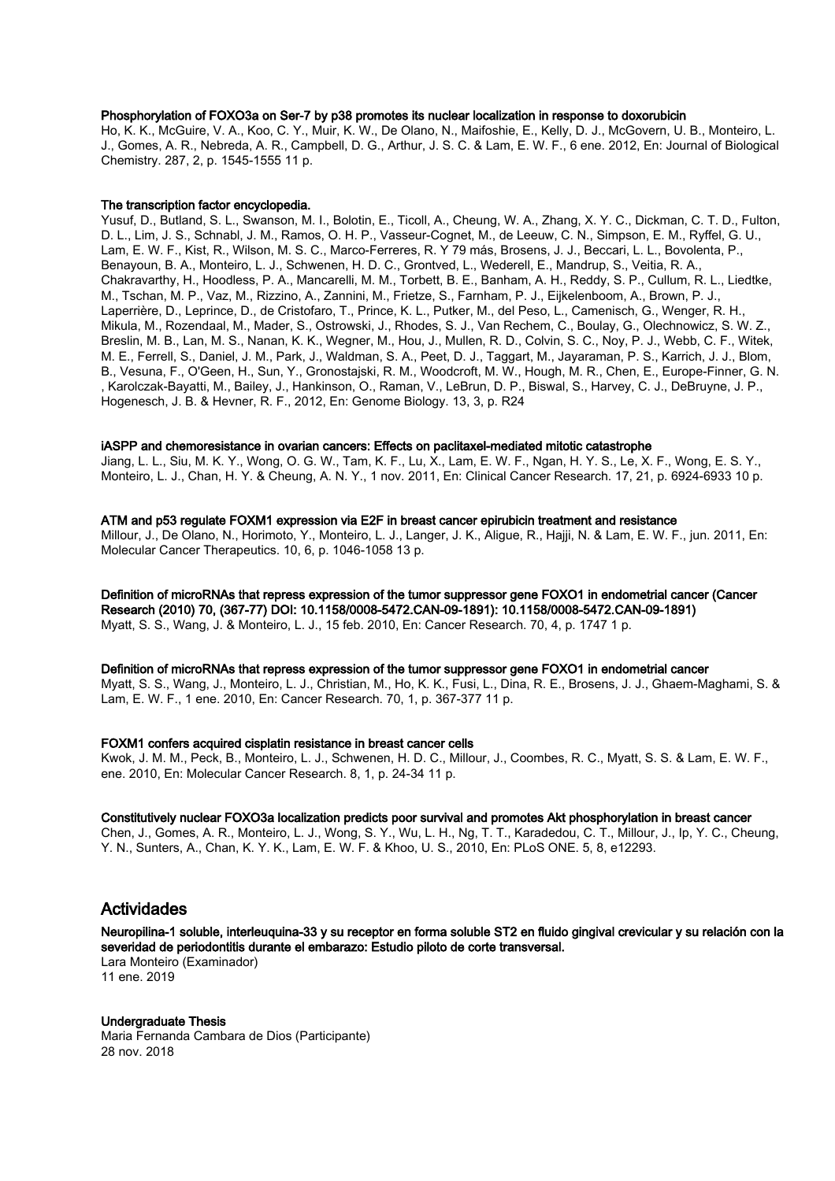**Phosphorylation of FOXO3a on Ser-7 by p38 promotes its nuclear localization in response to doxorubicin**

Ho, K. K., McGuire, V. A., Koo, C. Y., Muir, K. W., De Olano, N., Maifoshie, E., Kelly, D. J., McGovern, U. B., Monteiro, L. J., Gomes, A. R., Nebreda, A. R., Campbell, D. G., Arthur, J. S. C. & Lam, E. W. F., 6 ene. 2012, En: Journal of Biological Chemistry. 287, 2, p. 1545-1555 11 p.

**The transcription factor encyclopedia.**

Yusuf, D., Butland, S. L., Swanson, M. I., Bolotin, E., Ticoll, A., Cheung, W. A., Zhang, X. Y. C., Dickman, C. T. D., Fulton, D. L., Lim, J. S., Schnabl, J. M., Ramos, O. H. P., Vasseur-Cognet, M., de Leeuw, C. N., Simpson, E. M., Ryffel, G. U., Lam, E. W. F., Kist, R., Wilson, M. S. C., Marco-Ferreres, R. Y 79 más, Brosens, J. J., Beccari, L. L., Bovolenta, P., Benayoun, B. A., Monteiro, L. J., Schwenen, H. D. C., Grontved, L., Wederell, E., Mandrup, S., Veitia, R. A., Chakravarthy, H., Hoodless, P. A., Mancarelli, M. M., Torbett, B. E., Banham, A. H., Reddy, S. P., Cullum, R. L., Liedtke, M., Tschan, M. P., Vaz, M., Rizzino, A., Zannini, M., Frietze, S., Farnham, P. J., Eijkelenboom, A., Brown, P. J., Laperrière, D., Leprince, D., de Cristofaro, T., Prince, K. L., Putker, M., del Peso, L., Camenisch, G., Wenger, R. H., Mikula, M., Rozendaal, M., Mader, S., Ostrowski, J., Rhodes, S. J., Van Rechem, C., Boulay, G., Olechnowicz, S. W. Z., Breslin, M. B., Lan, M. S., Nanan, K. K., Wegner, M., Hou, J., Mullen, R. D., Colvin, S. C., Noy, P. J., Webb, C. F., Witek, M. E., Ferrell, S., Daniel, J. M., Park, J., Waldman, S. A., Peet, D. J., Taggart, M., Jayaraman, P. S., Karrich, J. J., Blom, B., Vesuna, F., O'Geen, H., Sun, Y., Gronostajski, R. M., Woodcroft, M. W., Hough, M. R., Chen, E., Europe-Finner, G. N., Karolczak-Bayatti, M., Bailey, J., Hankinson, O., Raman, V., LeBrun, D. P., Biswal, S., Harvey, C. J., DeBruyne, J. P., Hogenesch, J. B. & Hevner, R. F., 2012, En: Genome Biology. 13, 3, p. R24

**iASPP and chemoresistance in ovarian cancers: Effects on paclitaxel-mediated mitotic catastrophe**

Jiang, L. L., Siu, M. K. Y., Wong, O. G. W., Tam, K. F., Lu, X., Lam, E. W. F., Ngan, H. Y. S., Le, X. F., Wong, E. S. Y., Monteiro, L. J., Chan, H. Y. & Cheung, A. N. Y., 1 nov. 2011, En: Clinical Cancer Research. 17, 21, p. 6924-6933 10 p.

**ATM and p53 regulate FOXM1 expression via E2F in breast cancer epirubicin treatment and resistance**

Millour, J., De Olano, N., Horimoto, Y., Monteiro, L. J., Langer, J. K., Aligue, R., Hajji, N. & Lam, E. W. F., jun. 2011, En: Molecular Cancer Therapeutics. 10, 6, p. 1046-1058 13 p.

**Definition of microRNAs that repress expression of the tumor suppressor gene FOXO1 in endometrial cancer (Cancer Research (2010) 70, (367-77) DOI: 10.1158/0008-5472.CAN-09-1891): 10.1158/0008-5472.CAN-09-1891)**

Myatt, S. S., Wang, J. & Monteiro, L. J., 15 feb. 2010, En: Cancer Research. 70, 4, p. 1747 1 p.

**Definition of microRNAs that repress expression of the tumor suppressor gene FOXO1 in endometrial cancer**

Myatt, S. S., Wang, J., Monteiro, L. J., Christian, M., Ho, K. K., Fusi, L., Dina, R. E., Brosens, J. J., Ghaem-Maghami, S. & Lam, E. W. F., 1 ene. 2010, En: Cancer Research. 70, 1, p. 367-377 11 p.

**FOXM1 confers acquired cisplatin resistance in breast cancer cells**

Kwok, J. M. M., Peck, B., Monteiro, L. J., Schwenen, H. D. C., Millour, J., Coombes, R. C., Myatt, S. S. & Lam, E. W. F., ene. 2010, En: Molecular Cancer Research. 8, 1, p. 24-34 11 p.

**Constitutively nuclear FOXO3a localization predicts poor survival and promotes Akt phosphorylation in breast cancer**

Chen, J., Gomes, A. R., Monteiro, L. J., Wong, S. Y., Wu, L. H., Ng, T. T., Karadedou, C. T., Millour, J., Ip, Y. C., Cheung, Y. N., Sunters, A., Chan, K. Y. K., Lam, E. W. F. & Khoo, U. S., 2010, En: PLoS ONE. 5, 8, e12293.

## Actividades

**Neuropilina-1 soluble, interleuquina-33 y su receptor en forma soluble ST2 en fluido gingival crevicular y su relación con la severidad de periodontitis durante el embarazo: Estudio piloto de corte transversal.**

Lara Monteiro (Examinador)
11 ene. 2019

**Undergraduate Thesis**

Maria Fernanda Cambara de Dios (Participante)
28 nov. 2018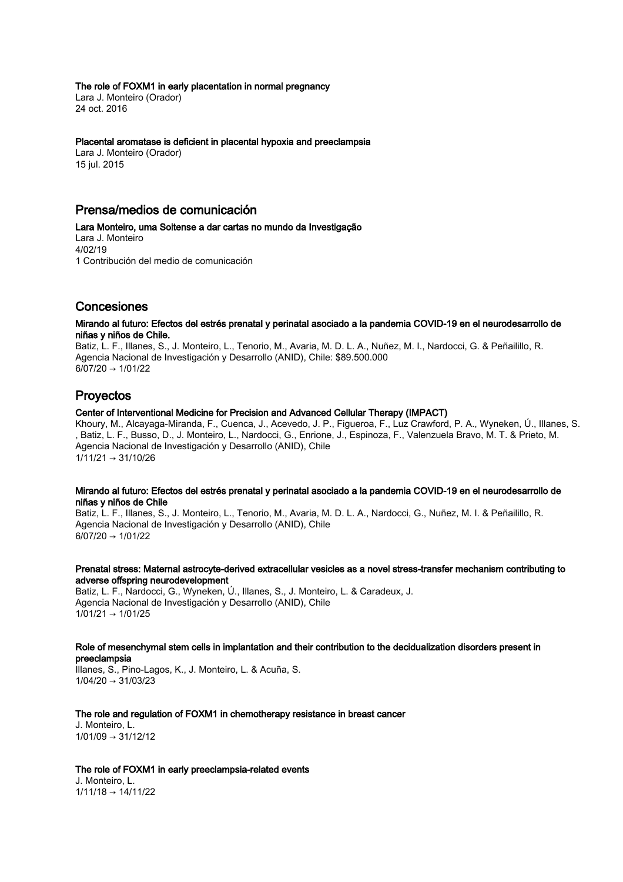**The role of FOXM1 in early placentation in normal pregnancy**
Lara J. Monteiro (Orador)
24 oct. 2016

**Placental aromatase is deficient in placental hypoxia and preeclampsia**
Lara J. Monteiro (Orador)
15 jul. 2015

## Prensa/medios de comunicación

**Lara Monteiro, uma Soitense a dar cartas no mundo da Investigação**
Lara J. Monteiro
4/02/19
1 Contribución del medio de comunicación

## Concesiones

**Mirando al futuro: Efectos del estrés prenatal y perinatal asociado a la pandemia COVID-19 en el neurodesarrollo de niñas y niños de Chile.**
Batiz, L. F., Illanes, S., J. Monteiro, L., Tenorio, M., Avaria, M. D. L. A., Nuñez, M. I., Nardocci, G. & Peñailillo, R.
Agencia Nacional de Investigación y Desarrollo (ANID), Chile: $89.500.000
6/07/20 → 1/01/22

## Proyectos

**Center of Interventional Medicine for Precision and Advanced Cellular Therapy (IMPACT)**
Khoury, M., Alcayaga-Miranda, F., Cuenca, J., Acevedo, J. P., Figueroa, F., Luz Crawford, P. A., Wyneken, Ú., Illanes, S. , Batiz, L. F., Busso, D., J. Monteiro, L., Nardocci, G., Enrione, J., Espinoza, F., Valenzuela Bravo, M. T. & Prieto, M.
Agencia Nacional de Investigación y Desarrollo (ANID), Chile
1/11/21 → 31/10/26

**Mirando al futuro: Efectos del estrés prenatal y perinatal asociado a la pandemia COVID-19 en el neurodesarrollo de niñas y niños de Chile**
Batiz, L. F., Illanes, S., J. Monteiro, L., Tenorio, M., Avaria, M. D. L. A., Nardocci, G., Nuñez, M. I. & Peñailillo, R.
Agencia Nacional de Investigación y Desarrollo (ANID), Chile
6/07/20 → 1/01/22

**Prenatal stress: Maternal astrocyte-derived extracellular vesicles as a novel stress-transfer mechanism contributing to adverse offspring neurodevelopment**
Batiz, L. F., Nardocci, G., Wyneken, Ú., Illanes, S., J. Monteiro, L. & Caradeux, J.
Agencia Nacional de Investigación y Desarrollo (ANID), Chile
1/01/21 → 1/01/25

**Role of mesenchymal stem cells in implantation and their contribution to the decidualization disorders present in preeclampsia**
Illanes, S., Pino-Lagos, K., J. Monteiro, L. & Acuña, S.
1/04/20 → 31/03/23

**The role and regulation of FOXM1 in chemotherapy resistance in breast cancer**
J. Monteiro, L.
1/01/09 → 31/12/12

**The role of FOXM1 in early preeclampsia-related events**
J. Monteiro, L.
1/11/18 → 14/11/22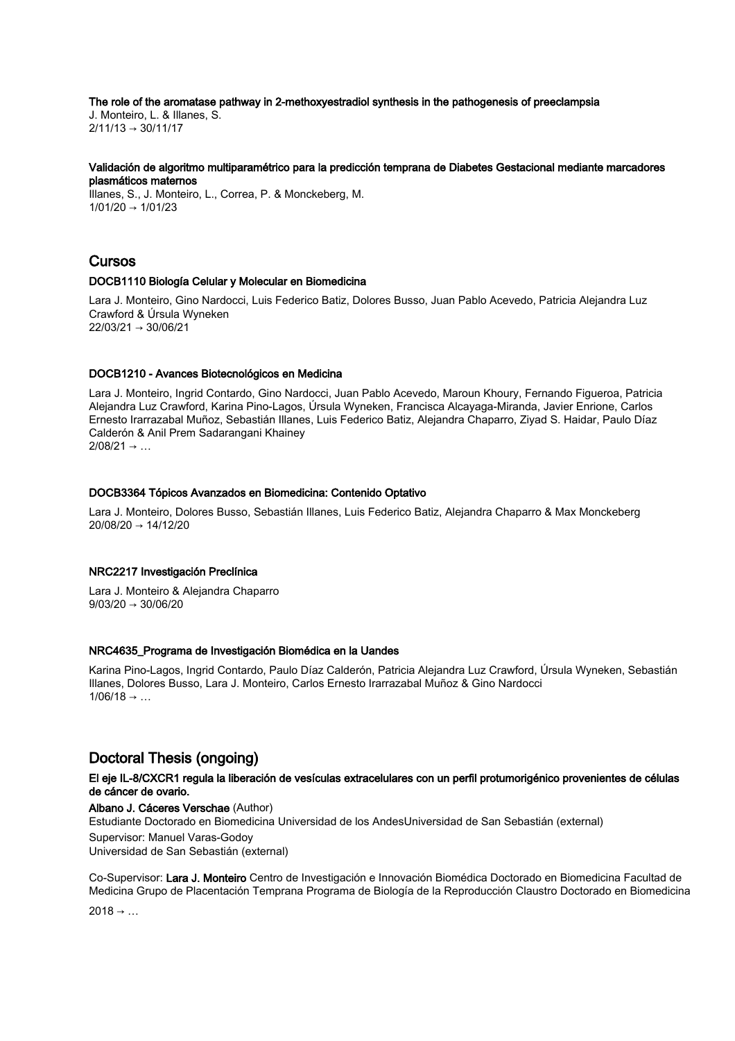**The role of the aromatase pathway in 2-methoxyestradiol synthesis in the pathogenesis of preeclampsia**

J. Monteiro, L. & Illanes, S.
2/11/13 → 30/11/17

**Validación de algoritmo multiparamétrico para la predicción temprana de Diabetes Gestacional mediante marcadores plasmáticos maternos**

Illanes, S., J. Monteiro, L., Correa, P. & Monckeberg, M.
1/01/20 → 1/01/23

## Cursos

### DOCB1110 Biología Celular y Molecular en Biomedicina

Lara J. Monteiro, Gino Nardocci, Luis Federico Batiz, Dolores Busso, Juan Pablo Acevedo, Patricia Alejandra Luz Crawford & Úrsula Wyneken
22/03/21 → 30/06/21

### DOCB1210 - Avances Biotecnológicos en Medicina

Lara J. Monteiro, Ingrid Contardo, Gino Nardocci, Juan Pablo Acevedo, Maroun Khoury, Fernando Figueroa, Patricia Alejandra Luz Crawford, Karina Pino-Lagos, Úrsula Wyneken, Francisca Alcayaga-Miranda, Javier Enrione, Carlos Ernesto Irarrazabal Muñoz, Sebastián Illanes, Luis Federico Batiz, Alejandra Chaparro, Ziyad S. Haidar, Paulo Díaz Calderón & Anil Prem Sadarangani Khainey
2/08/21 → …

### DOCB3364 Tópicos Avanzados en Biomedicina: Contenido Optativo

Lara J. Monteiro, Dolores Busso, Sebastián Illanes, Luis Federico Batiz, Alejandra Chaparro & Max Monckeberg
20/08/20 → 14/12/20

### NRC2217 Investigación Preclínica

Lara J. Monteiro & Alejandra Chaparro
9/03/20 → 30/06/20

### NRC4635_Programa de Investigación Biomédica en la Uandes

Karina Pino-Lagos, Ingrid Contardo, Paulo Díaz Calderón, Patricia Alejandra Luz Crawford, Úrsula Wyneken, Sebastián Illanes, Dolores Busso, Lara J. Monteiro, Carlos Ernesto Irarrazabal Muñoz & Gino Nardocci
1/06/18 → …

## Doctoral Thesis (ongoing)

**El eje IL-8/CXCR1 regula la liberación de vesículas extracelulares con un perfil protumorigénico provenientes de células de cáncer de ovario.**

**Albano J. Cáceres Verschae** (Author)
Estudiante Doctorado en Biomedicina Universidad de los AndesUniversidad de San Sebastián (external)
Supervisor: Manuel Varas-Godoy
Universidad de San Sebastián (external)

Co-Supervisor: **Lara J. Monteiro** Centro de Investigación e Innovación Biomédica Doctorado en Biomedicina Facultad de Medicina Grupo de Placentación Temprana Programa de Biología de la Reproducción Claustro Doctorado en Biomedicina

2018 → …